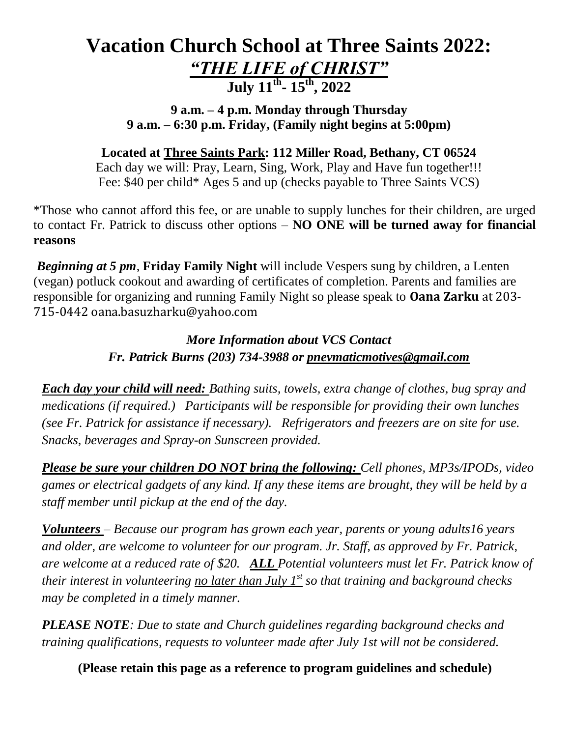# Vacation Church School at Three Saints 2022:

## ***"THE LIFE of CHRIST"***

## July 11th- 15th, 2022

**9 a.m. – 4 p.m. Monday through Thursday**
**9 a.m. – 6:30 p.m. Friday, (Family night begins at 5:00pm)**

**Located at Three Saints Park: 112 Miller Road, Bethany, CT 06524**
Each day we will: Pray, Learn, Sing, Work, Play and Have fun together!!!
Fee: $40 per child* Ages 5 and up (checks payable to Three Saints VCS)

*Those who cannot afford this fee, or are unable to supply lunches for their children, are urged to contact Fr. Patrick to discuss other options – **NO ONE will be turned away for financial reasons**

***Beginning at 5 pm***, **Friday Family Night** will include Vespers sung by children, a Lenten (vegan) potluck cookout and awarding of certificates of completion. Parents and families are responsible for organizing and running Family Night so please speak to **Oana Zarku** at 203-715-0442 oana.basuzharku@yahoo.com

***More Information about VCS Contact***
***Fr. Patrick Burns (203) 734-3988 or pnevmaticmotives@gmail.com***

***Each day your child will need:*** *Bathing suits, towels, extra change of clothes, bug spray and medications (if required.) Participants will be responsible for providing their own lunches (see Fr. Patrick for assistance if necessary). Refrigerators and freezers are on site for use. Snacks, beverages and Spray-on Sunscreen provided.*

***Please be sure your children DO NOT bring the following:*** *Cell phones, MP3s/IPODs, video games or electrical gadgets of any kind. If any these items are brought, they will be held by a staff member until pickup at the end of the day.*

***Volunteers*** *– Because our program has grown each year, parents or young adults16 years and older, are welcome to volunteer for our program. Jr. Staff, as approved by Fr. Patrick, are welcome at a reduced rate of $20.* ***ALL*** *Potential volunteers must let Fr. Patrick know of their interest in volunteering no later than July 1st so that training and background checks may be completed in a timely manner.*

***PLEASE NOTE****: Due to state and Church guidelines regarding background checks and training qualifications, requests to volunteer made after July 1st will not be considered.*

**(Please retain this page as a reference to program guidelines and schedule)**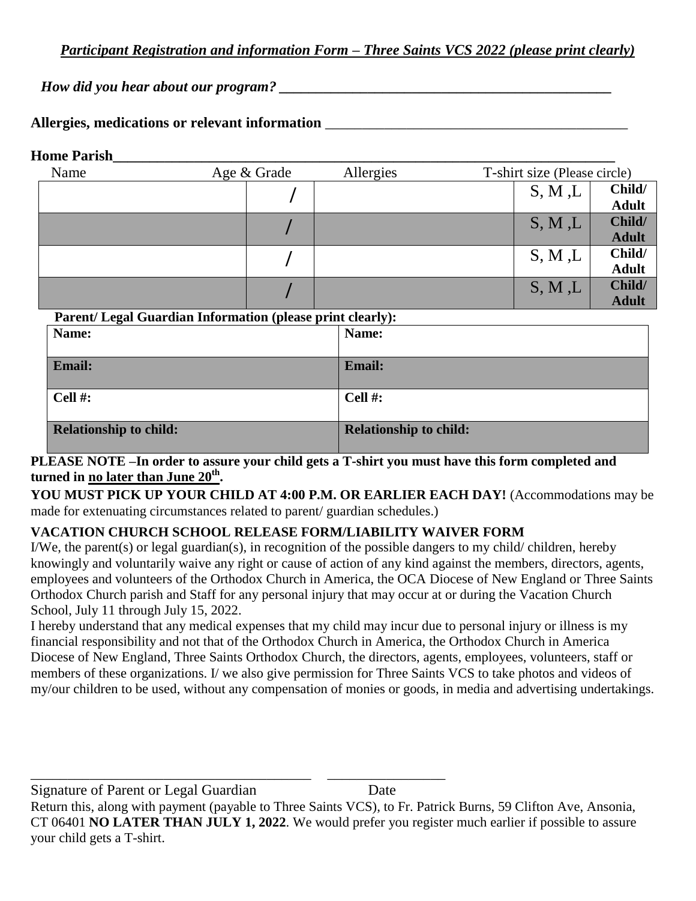***Participant Registration and information Form – Three Saints VCS 2022 (please print clearly)***

***How did you hear about our program?*** **_______________________________________________**

**Allergies, medications or relevant information** _______________________________________________

**Home Parish**_______________________________________________________________________

| Name | Age & Grade | Allergies | T-shirt size (Please circle) | |
|---|---|---|---|---|
| | / | | S, M ,L | **Child/ Adult** |
| | / | | S, M ,L | **Child/ Adult** |
| | / | | S, M ,L | **Child/ Adult** |
| | / | | S, M ,L | **Child/ Adult** |

**Parent/ Legal Guardian Information (please print clearly):**

| | |
|---|---|
| **Name:** | **Name:** |
| **Email:** | **Email:** |
| **Cell #:** | **Cell #:** |
| **Relationship to child:** | **Relationship to child:** |

**PLEASE NOTE –In order to assure your child gets a T-shirt you must have this form completed and turned in <u>no later than June 20th</u>.**

**YOU MUST PICK UP YOUR CHILD AT 4:00 P.M. OR EARLIER EACH DAY!** (Accommodations may be made for extenuating circumstances related to parent/ guardian schedules.)

**VACATION CHURCH SCHOOL RELEASE FORM/LIABILITY WAIVER FORM**

I/We, the parent(s) or legal guardian(s), in recognition of the possible dangers to my child/ children, hereby knowingly and voluntarily waive any right or cause of action of any kind against the members, directors, agents, employees and volunteers of the Orthodox Church in America, the OCA Diocese of New England or Three Saints Orthodox Church parish and Staff for any personal injury that may occur at or during the Vacation Church School, July 11 through July 15, 2022.

I hereby understand that any medical expenses that my child may incur due to personal injury or illness is my financial responsibility and not that of the Orthodox Church in America, the Orthodox Church in America Diocese of New England, Three Saints Orthodox Church, the directors, agents, employees, volunteers, staff or members of these organizations. I/ we also give permission for Three Saints VCS to take photos and videos of my/our children to be used, without any compensation of monies or goods, in media and advertising undertakings.

_________________________________________ ________________

Signature of Parent or Legal Guardian Date

Return this, along with payment (payable to Three Saints VCS), to Fr. Patrick Burns, 59 Clifton Ave, Ansonia, CT 06401 **NO LATER THAN JULY 1, 2022**. We would prefer you register much earlier if possible to assure your child gets a T-shirt.